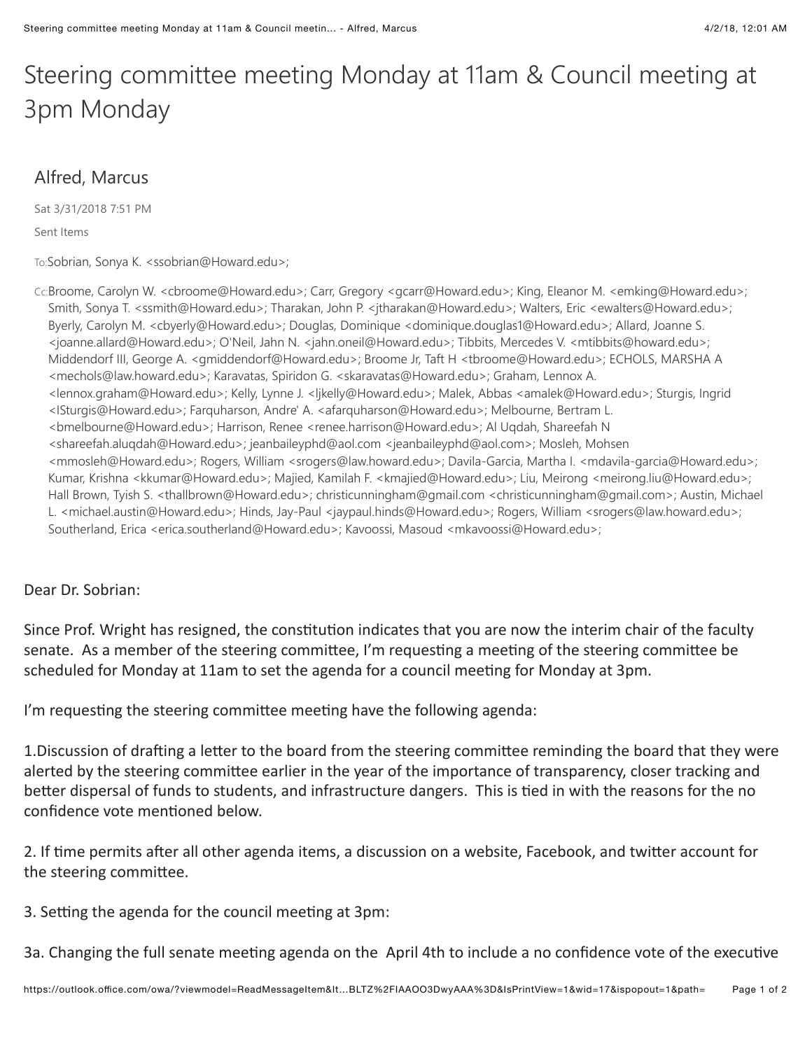# Steering committee meeting Monday at 11am & Council meeting at 3pm Monday

## Alfred, Marcus

Sat 3/31/2018 7:51 PM

Sent Items

To:Sobrian, Sonya K. <ssobrian@Howard.edu>;

Cc:Broome, Carolyn W. <cbroome@Howard.edu>; Carr, Gregory <gcarr@Howard.edu>; King, Eleanor M. <emking@Howard.edu>; Smith, Sonya T. <ssmith@Howard.edu>; Tharakan, John P. <jtharakan@Howard.edu>; Walters, Eric <ewalters@Howard.edu>; Byerly, Carolyn M. <cbyerly@Howard.edu>; Douglas, Dominique <dominique.douglas1@Howard.edu>; Allard, Joanne S. <joanne.allard@Howard.edu>; O'Neil, Jahn N. <jahn.oneil@Howard.edu>; Tibbits, Mercedes V. <mtibbits@howard.edu>; Middendorf III, George A. <gmiddendorf@Howard.edu>; Broome Jr, Taft H <tbroome@Howard.edu>; ECHOLS, MARSHA A <mechols@law.howard.edu>; Karavatas, Spiridon G. <skaravatas@Howard.edu>; Graham, Lennox A. <lennox.graham@Howard.edu>; Kelly, Lynne J. <ljkelly@Howard.edu>; Malek, Abbas <amalek@Howard.edu>; Sturgis, Ingrid <ISturgis@Howard.edu>; Farquharson, Andre' A. <afarquharson@Howard.edu>; Melbourne, Bertram L. <bmelbourne@Howard.edu>; Harrison, Renee <renee.harrison@Howard.edu>; Al Uqdah, Shareefah N <shareefah.aluqdah@Howard.edu>; jeanbaileyphd@aol.com <jeanbaileyphd@aol.com>; Mosleh, Mohsen <mmosleh@Howard.edu>; Rogers, William <srogers@law.howard.edu>; Davila-Garcia, Martha I. <mdavila-garcia@Howard.edu>; Kumar, Krishna <kkumar@Howard.edu>; Majied, Kamilah F. <kmajied@Howard.edu>; Liu, Meirong <meirong.liu@Howard.edu>; Hall Brown, Tyish S. <thallbrown@Howard.edu>; christicunningham@gmail.com <christicunningham@gmail.com>; Austin, Michael L. <michael.austin@Howard.edu>; Hinds, Jay-Paul <jaypaul.hinds@Howard.edu>; Rogers, William <srogers@law.howard.edu>; Southerland, Erica <erica.southerland@Howard.edu>; Kavoossi, Masoud <mkavoossi@Howard.edu>;

Dear Dr. Sobrian:

Since Prof. Wright has resigned, the constitution indicates that you are now the interim chair of the faculty senate. As a member of the steering committee, I'm requesting a meeting of the steering committee be scheduled for Monday at 11am to set the agenda for a council meeting for Monday at 3pm.

I'm requesting the steering committee meeting have the following agenda:

1.Discussion of drafting a letter to the board from the steering committee reminding the board that they were alerted by the steering committee earlier in the year of the importance of transparency, closer tracking and better dispersal of funds to students, and infrastructure dangers. This is tied in with the reasons for the no confidence vote mentioned below.

2. If time permits after all other agenda items, a discussion on a website, Facebook, and twitter account for the steering committee.

3. Setting the agenda for the council meeting at 3pm:

3a. Changing the full senate meeting agenda on the April 4th to include a no confidence vote of the executive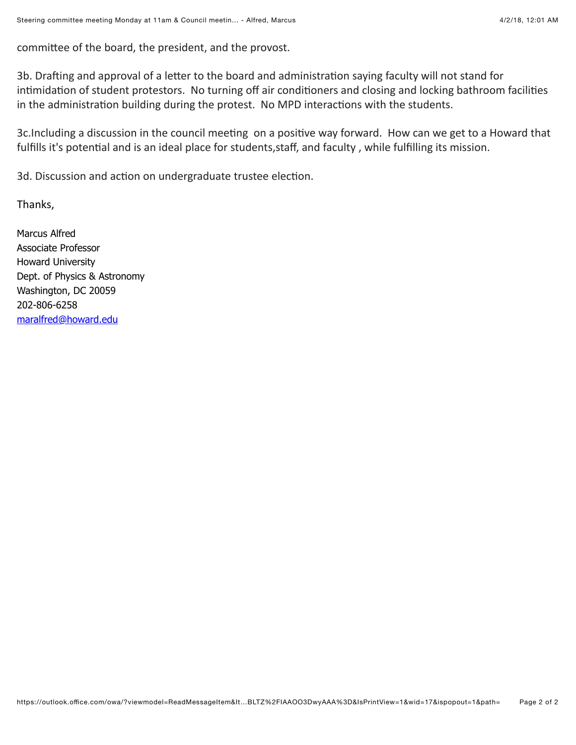committee of the board, the president, and the provost.

3b. Drafting and approval of a letter to the board and administration saying faculty will not stand for intimidation of student protestors.  No turning off air conditioners and closing and locking bathroom facilities in the administration building during the protest.  No MPD interactions with the students.

3c.Including a discussion in the council meeting  on a positive way forward.  How can we get to a Howard that fulfills it's potential and is an ideal place for students,staff, and faculty , while fulfilling its mission.

3d. Discussion and action on undergraduate trustee election.

Thanks,

Marcus Alfred  
Associate Professor  
Howard University  
Dept. of Physics & Astronomy  
Washington, DC 20059  
202-806-6258  
maralfred@howard.edu